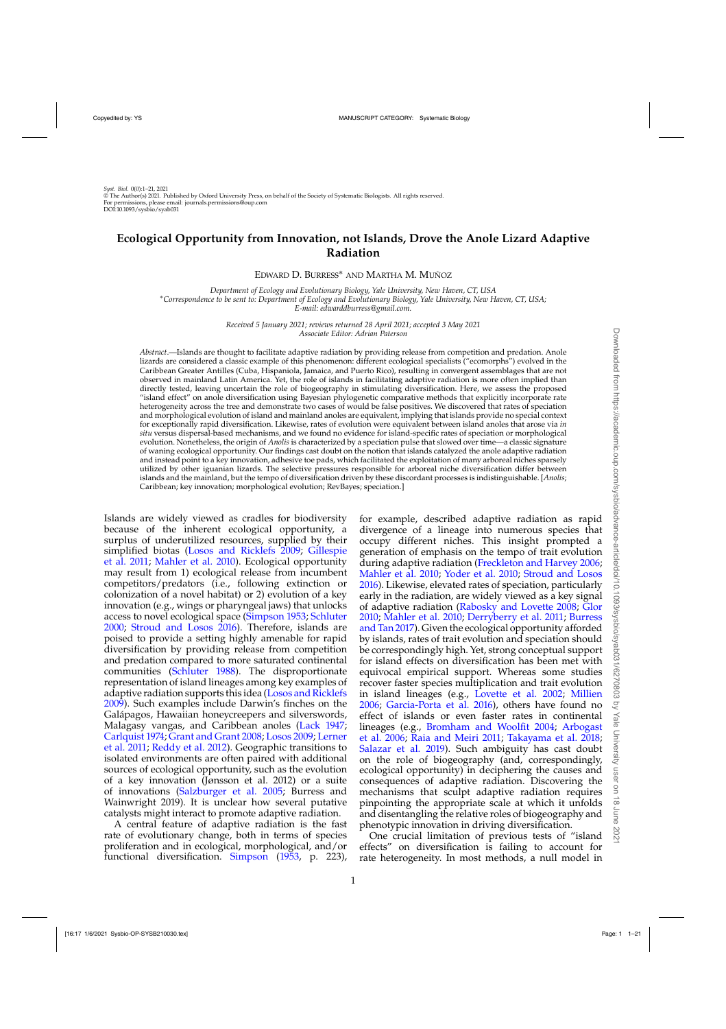Syst. Biol. 0(0):1–21, 2021
© The Author(s) 2021. Published by Oxford University Press, on behalf of the Society of Systematic Biologists. All rights reserved.
For permissions, please email: journals.permissions@oup.com
DOI:10.1093/sysbio/syab031

# Ecological Opportunity from Innovation, not Islands, Drove the Anole Lizard Adaptive Radiation

Edward D. Burress* and Martha M. Muñoz

*Department of Ecology and Evolutionary Biology, Yale University, New Haven, CT, USA*
*Correspondence to be sent to: Department of Ecology and Evolutionary Biology, Yale University, New Haven, CT, USA; E-mail: edwarddburress@gmail.com.*

*Received 5 January 2021; reviews returned 28 April 2021; accepted 3 May 2021*
*Associate Editor: Adrian Paterson*

*Abstract.*—Islands are thought to facilitate adaptive radiation by providing release from competition and predation. Anole lizards are considered a classic example of this phenomenon: different ecological specialists ("ecomorphs") evolved in the Caribbean Greater Antilles (Cuba, Hispaniola, Jamaica, and Puerto Rico), resulting in convergent assemblages that are not observed in mainland Latin America. Yet, the role of islands in facilitating adaptive radiation is more often implied than directly tested, leaving uncertain the role of biogeography in stimulating diversification. Here, we assess the proposed "island effect" on anole diversification using Bayesian phylogenetic comparative methods that explicitly incorporate rate heterogeneity across the tree and demonstrate two cases of would be false positives. We discovered that rates of speciation and morphological evolution of island and mainland anoles are equivalent, implying that islands provide no special context for exceptionally rapid diversification. Likewise, rates of evolution were equivalent between island anoles that arose via *in situ* versus dispersal-based mechanisms, and we found no evidence for island-specific rates of speciation or morphological evolution. Nonetheless, the origin of *Anolis* is characterized by a speciation pulse that slowed over time—a classic signature of waning ecological opportunity. Our findings cast doubt on the notion that islands catalyzed the anole adaptive radiation and instead point to a key innovation, adhesive toe pads, which facilitated the exploitation of many arboreal niches sparsely utilized by other iguanian lizards. The selective pressures responsible for arboreal niche diversification differ between islands and the mainland, but the tempo of diversification driven by these discordant processes is indistinguishable. [*Anolis*; Caribbean; key innovation; morphological evolution; RevBayes; speciation.]

Islands are widely viewed as cradles for biodiversity because of the inherent ecological opportunity, a surplus of underutilized resources, supplied by their simplified biotas (Losos and Ricklefs 2009; Gillespie et al. 2011; Mahler et al. 2010). Ecological opportunity may result from 1) ecological release from incumbent competitors/predators (i.e., following extinction or colonization of a novel habitat) or 2) evolution of a key innovation (e.g., wings or pharyngeal jaws) that unlocks access to novel ecological space (Simpson 1953; Schluter 2000; Stroud and Losos 2016). Therefore, islands are poised to provide a setting highly amenable for rapid diversification by providing release from competition and predation compared to more saturated continental communities (Schluter 1988). The disproportionate representation of island lineages among key examples of adaptive radiation supports this idea (Losos and Ricklefs 2009). Such examples include Darwin's finches on the Galápagos, Hawaiian honeycreepers and silverswords, Malagasy vangas, and Caribbean anoles (Lack 1947; Carlquist 1974; Grant and Grant 2008; Losos 2009; Lerner et al. 2011; Reddy et al. 2012). Geographic transitions to isolated environments are often paired with additional sources of ecological opportunity, such as the evolution of a key innovation (Jønsson et al. 2012) or a suite of innovations (Salzburger et al. 2005; Burress and Wainwright 2019). It is unclear how several putative catalysts might interact to promote adaptive radiation.

A central feature of adaptive radiation is the fast rate of evolutionary change, both in terms of species proliferation and in ecological, morphological, and/or functional diversification. Simpson (1953, p. 223), for example, described adaptive radiation as rapid divergence of a lineage into numerous species that occupy different niches. This insight prompted a generation of emphasis on the tempo of trait evolution during adaptive radiation (Freckleton and Harvey 2006; Mahler et al. 2010; Yoder et al. 2010; Stroud and Losos 2016). Likewise, elevated rates of speciation, particularly early in the radiation, are widely viewed as a key signal of adaptive radiation (Rabosky and Lovette 2008; Glor 2010; Mahler et al. 2010; Derryberry et al. 2011; Burress and Tan 2017). Given the ecological opportunity afforded by islands, rates of trait evolution and speciation should be correspondingly high. Yet, strong conceptual support for island effects on diversification has been met with equivocal empirical support. Whereas some studies recover faster species multiplication and trait evolution in island lineages (e.g., Lovette et al. 2002; Millien 2006; Garcia-Porta et al. 2016), others have found no effect of islands or even faster rates in continental lineages (e.g., Bromham and Woolfit 2004; Arbogast et al. 2006; Raia and Meiri 2011; Takayama et al. 2018; Salazar et al. 2019). Such ambiguity has cast doubt on the role of biogeography (and, correspondingly, ecological opportunity) in deciphering the causes and consequences of adaptive radiation. Discovering the mechanisms that sculpt adaptive radiation requires pinpointing the appropriate scale at which it unfolds and disentangling the relative roles of biogeography and phenotypic innovation in driving diversification.

One crucial limitation of previous tests of "island effects" on diversification is failing to account for rate heterogeneity. In most methods, a null model in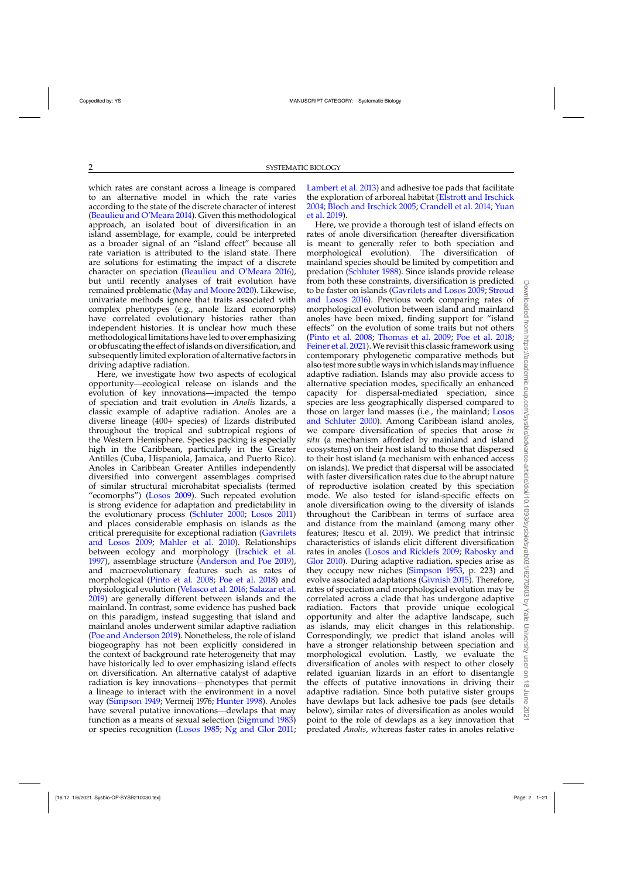which rates are constant across a lineage is compared to an alternative model in which the rate varies according to the state of the discrete character of interest (Beaulieu and O'Meara 2014). Given this methodological approach, an isolated bout of diversification in an island assemblage, for example, could be interpreted as a broader signal of an "island effect" because all rate variation is attributed to the island state. There are solutions for estimating the impact of a discrete character on speciation (Beaulieu and O'Meara 2016), but until recently analyses of trait evolution have remained problematic (May and Moore 2020). Likewise, univariate methods ignore that traits associated with complex phenotypes (e.g., anole lizard ecomorphs) have correlated evolutionary histories rather than independent histories. It is unclear how much these methodological limitations have led to over emphasizing or obfuscating the effect of islands on diversification, and subsequently limited exploration of alternative factors in driving adaptive radiation.

Here, we investigate how two aspects of ecological opportunity—ecological release on islands and the evolution of key innovations—impacted the tempo of speciation and trait evolution in *Anolis* lizards, a classic example of adaptive radiation. Anoles are a diverse lineage (400+ species) of lizards distributed throughout the tropical and subtropical regions of the Western Hemisphere. Species packing is especially high in the Caribbean, particularly in the Greater Antilles (Cuba, Hispaniola, Jamaica, and Puerto Rico). Anoles in Caribbean Greater Antilles independently diversified into convergent assemblages comprised of similar structural microhabitat specialists (termed "ecomorphs") (Losos 2009). Such repeated evolution is strong evidence for adaptation and predictability in the evolutionary process (Schluter 2000; Losos 2011) and places considerable emphasis on islands as the critical prerequisite for exceptional radiation (Gavrilets and Losos 2009; Mahler et al. 2010). Relationships between ecology and morphology (Irschick et al. 1997), assemblage structure (Anderson and Poe 2019), and macroevolutionary features such as rates of morphological (Pinto et al. 2008; Poe et al. 2018) and physiological evolution (Velasco et al. 2016; Salazar et al. 2019) are generally different between islands and the mainland. In contrast, some evidence has pushed back on this paradigm, instead suggesting that island and mainland anoles underwent similar adaptive radiation (Poe and Anderson 2019). Nonetheless, the role of island biogeography has not been explicitly considered in the context of background rate heterogeneity that may have historically led to over emphasizing island effects on diversification. An alternative catalyst of adaptive radiation is key innovations—phenotypes that permit a lineage to interact with the environment in a novel way (Simpson 1949; Vermeij 1976; Hunter 1998). Anoles have several putative innovations—dewlaps that may function as a means of sexual selection (Sigmund 1983) or species recognition (Losos 1985; Ng and Glor 2011; Lambert et al. 2013) and adhesive toe pads that facilitate the exploration of arboreal habitat (Elstrott and Irschick 2004; Bloch and Irschick 2005; Crandell et al. 2014; Yuan et al. 2019).

Here, we provide a thorough test of island effects on rates of anole diversification (hereafter diversification is meant to generally refer to both speciation and morphological evolution). The diversification of mainland species should be limited by competition and predation (Schluter 1988). Since islands provide release from both these constraints, diversification is predicted to be faster on islands (Gavrilets and Losos 2009; Stroud and Losos 2016). Previous work comparing rates of morphological evolution between island and mainland anoles have been mixed, finding support for "island effects" on the evolution of some traits but not others (Pinto et al. 2008; Thomas et al. 2009; Poe et al. 2018; Feiner et al. 2021). We revisit this classic framework using contemporary phylogenetic comparative methods but also test more subtle ways in which islands may influence adaptive radiation. Islands may also provide access to alternative speciation modes, specifically an enhanced capacity for dispersal-mediated speciation, since species are less geographically dispersed compared to those on larger land masses (i.e., the mainland; Losos and Schluter 2000). Among Caribbean island anoles, we compare diversification of species that arose *in situ* (a mechanism afforded by mainland and island ecosystems) on their host island to those that dispersed to their host island (a mechanism with enhanced access on islands). We predict that dispersal will be associated with faster diversification rates due to the abrupt nature of reproductive isolation created by this speciation mode. We also tested for island-specific effects on anole diversification owing to the diversity of islands throughout the Caribbean in terms of surface area and distance from the mainland (among many other features; Itescu et al. 2019). We predict that intrinsic characteristics of islands elicit different diversification rates in anoles (Losos and Ricklefs 2009; Rabosky and Glor 2010). During adaptive radiation, species arise as they occupy new niches (Simpson 1953, p. 223) and evolve associated adaptations (Givnish 2015). Therefore, rates of speciation and morphological evolution may be correlated across a clade that has undergone adaptive radiation. Factors that provide unique ecological opportunity and alter the adaptive landscape, such as islands, may elicit changes in this relationship. Correspondingly, we predict that island anoles will have a stronger relationship between speciation and morphological evolution. Lastly, we evaluate the diversification of anoles with respect to other closely related iguanian lizards in an effort to disentangle the effects of putative innovations in driving their adaptive radiation. Since both putative sister groups have dewlaps but lack adhesive toe pads (see details below), similar rates of diversification as anoles would point to the role of dewlaps as a key innovation that predated *Anolis*, whereas faster rates in anoles relative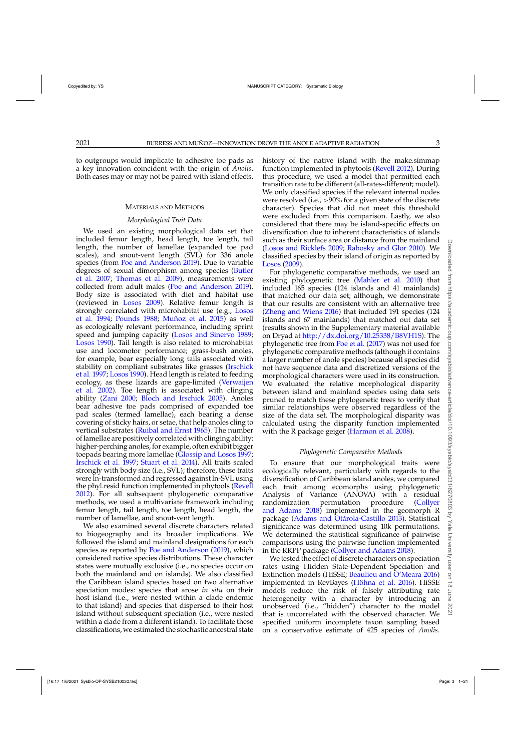to outgroups would implicate to adhesive toe pads as a key innovation coincident with the origin of *Anolis*. Both cases may or may not be paired with island effects.

## Materials and Methods

### *Morphological Trait Data*

We used an existing morphological data set that included femur length, head length, toe length, tail length, the number of lamellae (expanded toe pad scales), and snout-vent length (SVL) for 336 anole species (from Poe and Anderson 2019). Due to variable degrees of sexual dimorphism among species (Butler et al. 2007; Thomas et al. 2009), measurements were collected from adult males (Poe and Anderson 2019). Body size is associated with diet and habitat use (reviewed in Losos 2009). Relative femur length is strongly correlated with microhabitat use (e.g., Losos et al. 1994; Pounds 1988; Muñoz et al. 2015) as well as ecologically relevant performance, including sprint speed and jumping capacity (Losos and Sinervo 1989; Losos 1990). Tail length is also related to microhabitat use and locomotor performance; grass-bush anoles, for example, bear especially long tails associated with stability on compliant substrates like grasses (Irschick et al. 1997; Losos 1990). Head length is related to feeding ecology, as these lizards are gape-limited (Verwaijen et al. 2002). Toe length is associated with clinging ability (Zani 2000; Bloch and Irschick 2005). Anoles bear adhesive toe pads comprised of expanded toe pad scales (termed lamellae), each bearing a dense covering of sticky hairs, or setae, that help anoles cling to vertical substrates (Ruibal and Ernst 1965). The number of lamellae are positively correlated with clinging ability: higher-perching anoles, for example, often exhibit bigger toepads bearing more lamellae (Glossip and Losos 1997; Irschick et al. 1997; Stuart et al. 2014). All traits scaled strongly with body size (i.e., SVL); therefore, these traits were ln-transformed and regressed against ln-SVL using the phyl.resid function implemented in phytools (Revell 2012). For all subsequent phylogenetic comparative methods, we used a multivariate framework including femur length, tail length, toe length, head length, the number of lamellae, and snout-vent length.

We also examined several discrete characters related to biogeography and its broader implications. We followed the island and mainland designations for each species as reported by Poe and Anderson (2019), which considered native species distributions. These character states were mutually exclusive (i.e., no species occur on both the mainland and on islands). We also classified the Caribbean island species based on two alternative speciation modes: species that arose *in situ* on their host island (i.e., were nested within a clade endemic to that island) and species that dispersed to their host island without subsequent speciation (i.e., were nested within a clade from a different island). To facilitate these classifications, we estimated the stochastic ancestral state history of the native island with the make.simmap function implemented in phytools (Revell 2012). During this procedure, we used a model that permitted each transition rate to be different (all-rates-different; model). We only classified species if the relevant internal nodes were resolved (i.e., >90% for a given state of the discrete character). Species that did not meet this threshold were excluded from this comparison. Lastly, we also considered that there may be island-specific effects on diversification due to inherent characteristics of islands such as their surface area or distance from the mainland (Losos and Ricklefs 2009; Rabosky and Glor 2010). We classified species by their island of origin as reported by Losos (2009).

For phylogenetic comparative methods, we used an existing phylogenetic tree (Mahler et al. 2010) that included 165 species (124 islands and 41 mainlands) that matched our data set; although, we demonstrate that our results are consistent with an alternative tree (Zheng and Wiens 2016) that included 191 species (124 islands and 67 mainlands) that matched our data set (results shown in the Supplementary material available on Dryad at http://dx.doi.org/10.25338/B8VH1S). The phylogenetic tree from Poe et al. (2017) was not used for phylogenetic comparative methods (although it contains a larger number of anole species) because all species did not have sequence data and discretized versions of the morphological characters were used in its construction. We evaluated the relative morphological disparity between island and mainland species using data sets pruned to match these phylogenetic trees to verify that similar relationships were observed regardless of the size of the data set. The morphological disparity was calculated using the disparity function implemented with the R package geiger (Harmon et al. 2008).

### *Phylogenetic Comparative Methods*

To ensure that our morphological traits were ecologically relevant, particularly with regards to the diversification of Caribbean island anoles, we compared each trait among ecomorphs using phylogenetic Analysis of Variance (ANOVA) with a residual randomization permutation procedure (Collyer and Adams 2018) implemented in the geomorph R package (Adams and Otárola-Castillo 2013). Statistical significance was determined using 10k permutations. We determined the statistical significance of pairwise comparisons using the pairwise function implemented in the RRPP package (Collyer and Adams 2018).

We tested the effect of discrete characters on speciation rates using Hidden State-Dependent Speciation and Extinction models (HiSSE; Beaulieu and O'Meara 2016) implemented in RevBayes (Höhna et al. 2016). HiSSE models reduce the risk of falsely attributing rate heterogeneity with a character by introducing an unobserved (i.e., "hidden") character to the model that is uncorrelated with the observed character. We specified uniform incomplete taxon sampling based on a conservative estimate of 425 species of *Anolis*.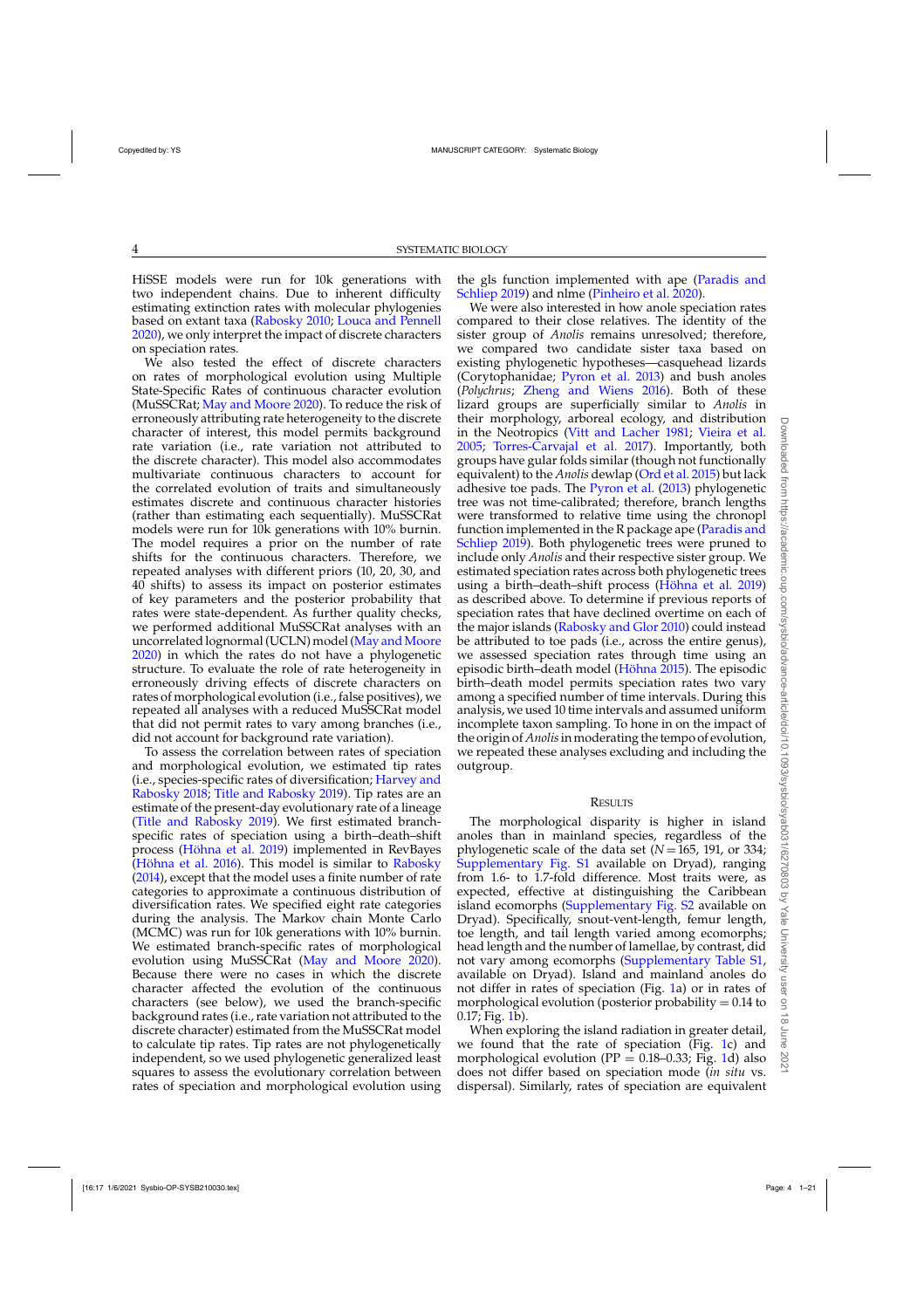HiSSE models were run for 10k generations with two independent chains. Due to inherent difficulty estimating extinction rates with molecular phylogenies based on extant taxa (Rabosky 2010; Louca and Pennell 2020), we only interpret the impact of discrete characters on speciation rates.

We also tested the effect of discrete characters on rates of morphological evolution using Multiple State-Specific Rates of continuous character evolution (MuSSCRat; May and Moore 2020). To reduce the risk of erroneously attributing rate heterogeneity to the discrete character of interest, this model permits background rate variation (i.e., rate variation not attributed to the discrete character). This model also accommodates multivariate continuous characters to account for the correlated evolution of traits and simultaneously estimates discrete and continuous character histories (rather than estimating each sequentially). MuSSCRat models were run for 10k generations with 10% burnin. The model requires a prior on the number of rate shifts for the continuous characters. Therefore, we repeated analyses with different priors (10, 20, 30, and 40 shifts) to assess its impact on posterior estimates of key parameters and the posterior probability that rates were state-dependent. As further quality checks, we performed additional MuSSCRat analyses with an uncorrelated lognormal (UCLN) model (May and Moore 2020) in which the rates do not have a phylogenetic structure. To evaluate the role of rate heterogeneity in erroneously driving effects of discrete characters on rates of morphological evolution (i.e., false positives), we repeated all analyses with a reduced MuSSCRat model that did not permit rates to vary among branches (i.e., did not account for background rate variation).

To assess the correlation between rates of speciation and morphological evolution, we estimated tip rates (i.e., species-specific rates of diversification; Harvey and Rabosky 2018; Title and Rabosky 2019). Tip rates are an estimate of the present-day evolutionary rate of a lineage (Title and Rabosky 2019). We first estimated branch-specific rates of speciation using a birth–death–shift process (Höhna et al. 2019) implemented in RevBayes (Höhna et al. 2016). This model is similar to Rabosky (2014), except that the model uses a finite number of rate categories to approximate a continuous distribution of diversification rates. We specified eight rate categories during the analysis. The Markov chain Monte Carlo (MCMC) was run for 10k generations with 10% burnin. We estimated branch-specific rates of morphological evolution using MuSSCRat (May and Moore 2020). Because there were no cases in which the discrete character affected the evolution of the continuous characters (see below), we used the branch-specific background rates (i.e., rate variation not attributed to the discrete character) estimated from the MuSSCRat model to calculate tip rates. Tip rates are not phylogenetically independent, so we used phylogenetic generalized least squares to assess the evolutionary correlation between rates of speciation and morphological evolution using the gls function implemented with ape (Paradis and Schliep 2019) and nlme (Pinheiro et al. 2020).

We were also interested in how anole speciation rates compared to their close relatives. The identity of the sister group of *Anolis* remains unresolved; therefore, we compared two candidate sister taxa based on existing phylogenetic hypotheses—casquehead lizards (Corytophanidae; Pyron et al. 2013) and bush anoles (*Polychrus*; Zheng and Wiens 2016). Both of these lizard groups are superficially similar to *Anolis* in their morphology, arboreal ecology, and distribution in the Neotropics (Vitt and Lacher 1981; Vieira et al. 2005; Torres-Carvajal et al. 2017). Importantly, both groups have gular folds similar (though not functionally equivalent) to the *Anolis* dewlap (Ord et al. 2015) but lack adhesive toe pads. The Pyron et al. (2013) phylogenetic tree was not time-calibrated; therefore, branch lengths were transformed to relative time using the chronopl function implemented in the R package ape (Paradis and Schliep 2019). Both phylogenetic trees were pruned to include only *Anolis* and their respective sister group. We estimated speciation rates across both phylogenetic trees using a birth–death–shift process (Höhna et al. 2019) as described above. To determine if previous reports of speciation rates that have declined overtime on each of the major islands (Rabosky and Glor 2010) could instead be attributed to toe pads (i.e., across the entire genus), we assessed speciation rates through time using an episodic birth–death model (Höhna 2015). The episodic birth–death model permits speciation rates two vary among a specified number of time intervals. During this analysis, we used 10 time intervals and assumed uniform incomplete taxon sampling. To hone in on the impact of the origin of *Anolis* in moderating the tempo of evolution, we repeated these analyses excluding and including the outgroup.

## Results

The morphological disparity is higher in island anoles than in mainland species, regardless of the phylogenetic scale of the data set ($N = 165$, 191, or 334; Supplementary Fig. S1 available on Dryad), ranging from 1.6- to 1.7-fold difference. Most traits were, as expected, effective at distinguishing the Caribbean island ecomorphs (Supplementary Fig. S2 available on Dryad). Specifically, snout-vent-length, femur length, toe length, and tail length varied among ecomorphs; head length and the number of lamellae, by contrast, did not vary among ecomorphs (Supplementary Table S1, available on Dryad). Island and mainland anoles do not differ in rates of speciation (Fig. 1a) or in rates of morphological evolution (posterior probability = 0.14 to 0.17; Fig. 1b).

When exploring the island radiation in greater detail, we found that the rate of speciation (Fig. 1c) and morphological evolution (PP = 0.18–0.33; Fig. 1d) also does not differ based on speciation mode (*in situ* vs. dispersal). Similarly, rates of speciation are equivalent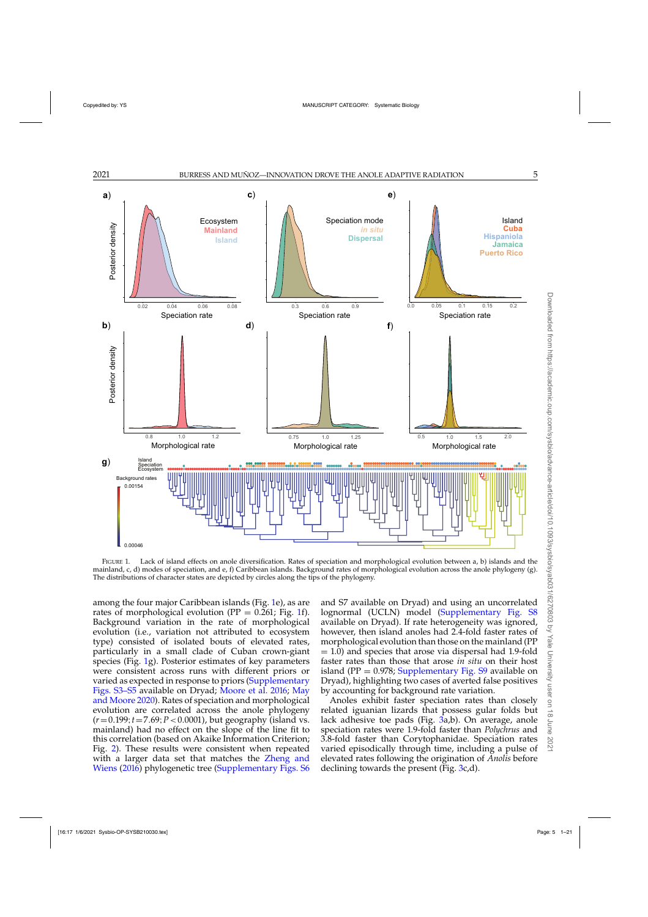FIGURE 1. Lack of island effects on anole diversification. Rates of speciation and morphological evolution between a, b) islands and the mainland, c, d) modes of speciation, and e, f) Caribbean islands. Background rates of morphological evolution across the anole phylogeny (g). The distributions of character states are depicted by circles along the tips of the phylogeny.

among the four major Caribbean islands (Fig. 1e), as are rates of morphological evolution (PP = 0.261; Fig. 1f). Background variation in the rate of morphological evolution (i.e., variation not attributed to ecosystem type) consisted of isolated bouts of elevated rates, particularly in a small clade of Cuban crown-giant species (Fig. 1g). Posterior estimates of key parameters were consistent across runs with different priors or varied as expected in response to priors (Supplementary Figs. S3–S5 available on Dryad; Moore et al. 2016; May and Moore 2020). Rates of speciation and morphological evolution are correlated across the anole phylogeny ($r = 0.199$; $t = 7.69$; $P < 0.0001$), but geography (island vs. mainland) had no effect on the slope of the line fit to this correlation (based on Akaike Information Criterion; Fig. 2). These results were consistent when repeated with a larger data set that matches the Zheng and Wiens (2016) phylogenetic tree (Supplementary Figs. S6 and S7 available on Dryad) and using an uncorrelated lognormal (UCLN) model (Supplementary Fig. S8 available on Dryad). If rate heterogeneity was ignored, however, then island anoles had 2.4-fold faster rates of morphological evolution than those on the mainland (PP = 1.0) and species that arose via dispersal had 1.9-fold faster rates than those that arose *in situ* on their host island (PP = 0.978; Supplementary Fig. S9 available on Dryad), highlighting two cases of averted false positives by accounting for background rate variation.

Anoles exhibit faster speciation rates than closely related iguanian lizards that possess gular folds but lack adhesive toe pads (Fig. 3a,b). On average, anole speciation rates were 1.9-fold faster than *Polychrus* and 3.8-fold faster than Corytophanidae. Speciation rates varied episodically through time, including a pulse of elevated rates following the origination of *Anolis* before declining towards the present (Fig. 3c,d).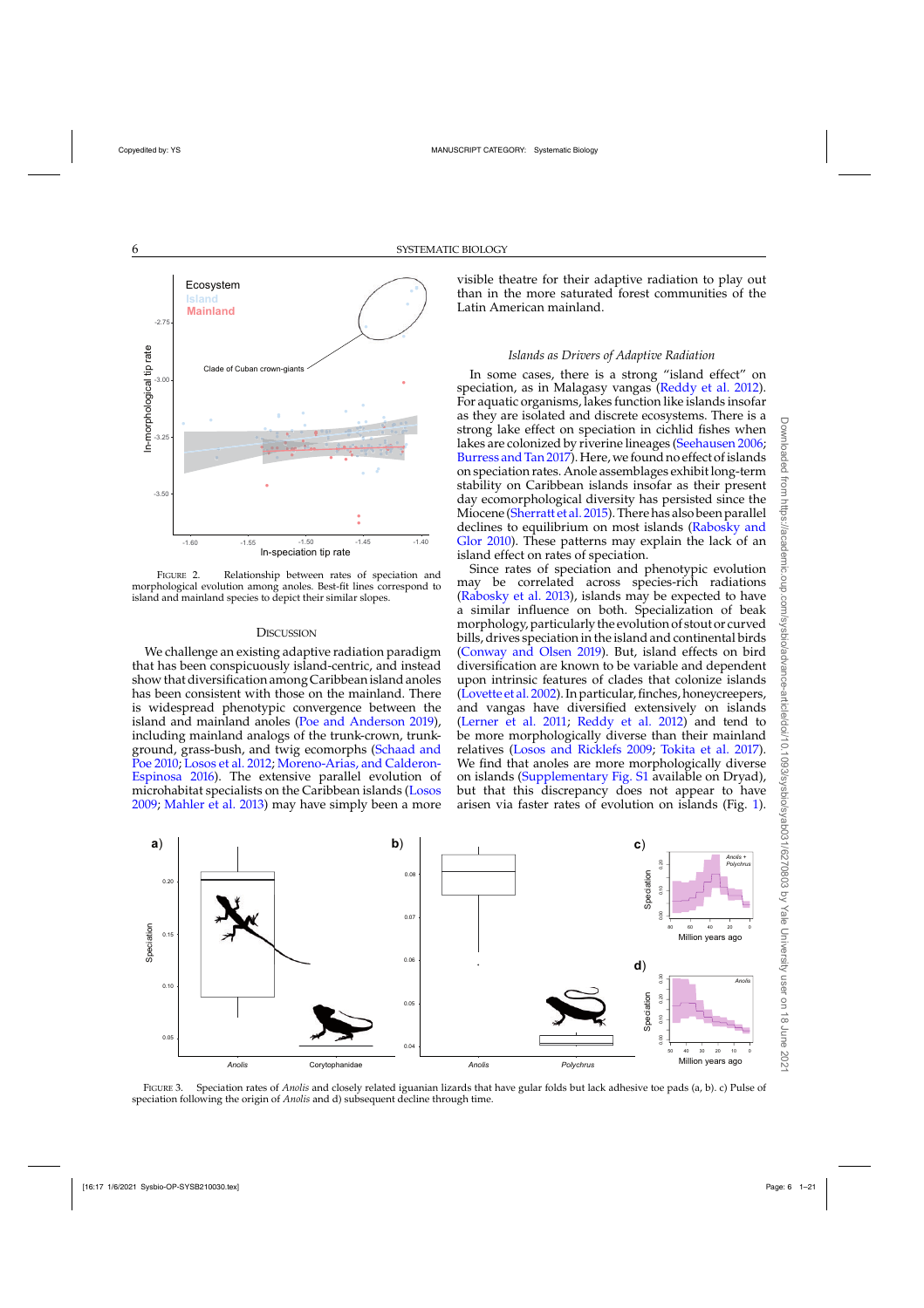FIGURE 2. Relationship between rates of speciation and morphological evolution among anoles. Best-fit lines correspond to island and mainland species to depict their similar slopes.

## DISCUSSION

We challenge an existing adaptive radiation paradigm that has been conspicuously island-centric, and instead show that diversification among Caribbean island anoles has been consistent with those on the mainland. There is widespread phenotypic convergence between the island and mainland anoles (Poe and Anderson 2019), including mainland analogs of the trunk-crown, trunk-ground, grass-bush, and twig ecomorphs (Schaad and Poe 2010; Losos et al. 2012; Moreno-Arias, and Calderon-Espinosa 2016). The extensive parallel evolution of microhabitat specialists on the Caribbean islands (Losos 2009; Mahler et al. 2013) may have simply been a more visible theatre for their adaptive radiation to play out than in the more saturated forest communities of the Latin American mainland.

### *Islands as Drivers of Adaptive Radiation*

In some cases, there is a strong "island effect" on speciation, as in Malagasy vangas (Reddy et al. 2012). For aquatic organisms, lakes function like islands insofar as they are isolated and discrete ecosystems. There is a strong lake effect on speciation in cichlid fishes when lakes are colonized by riverine lineages (Seehausen 2006; Burress and Tan 2017). Here, we found no effect of islands on speciation rates. Anole assemblages exhibit long-term stability on Caribbean islands insofar as their present day ecomorphological diversity has persisted since the Miocene (Sherratt et al. 2015). There has also been parallel declines to equilibrium on most islands (Rabosky and Glor 2010). These patterns may explain the lack of an island effect on rates of speciation.

Since rates of speciation and phenotypic evolution may be correlated across species-rich radiations (Rabosky et al. 2013), islands may be expected to have a similar influence on both. Specialization of beak morphology, particularly the evolution of stout or curved bills, drives speciation in the island and continental birds (Conway and Olsen 2019). But, island effects on bird diversification are known to be variable and dependent upon intrinsic features of clades that colonize islands (Lovette et al. 2002). In particular, finches, honeycreepers, and vangas have diversified extensively on islands (Lerner et al. 2011; Reddy et al. 2012) and tend to be more morphologically diverse than their mainland relatives (Losos and Ricklefs 2009; Tokita et al. 2017). We find that anoles are more morphologically diverse on islands (Supplementary Fig. S1 available on Dryad), but that this discrepancy does not appear to have arisen via faster rates of evolution on islands (Fig. 1).

FIGURE 3. Speciation rates of *Anolis* and closely related iguanian lizards that have gular folds but lack adhesive toe pads (a, b). c) Pulse of speciation following the origin of *Anolis* and d) subsequent decline through time.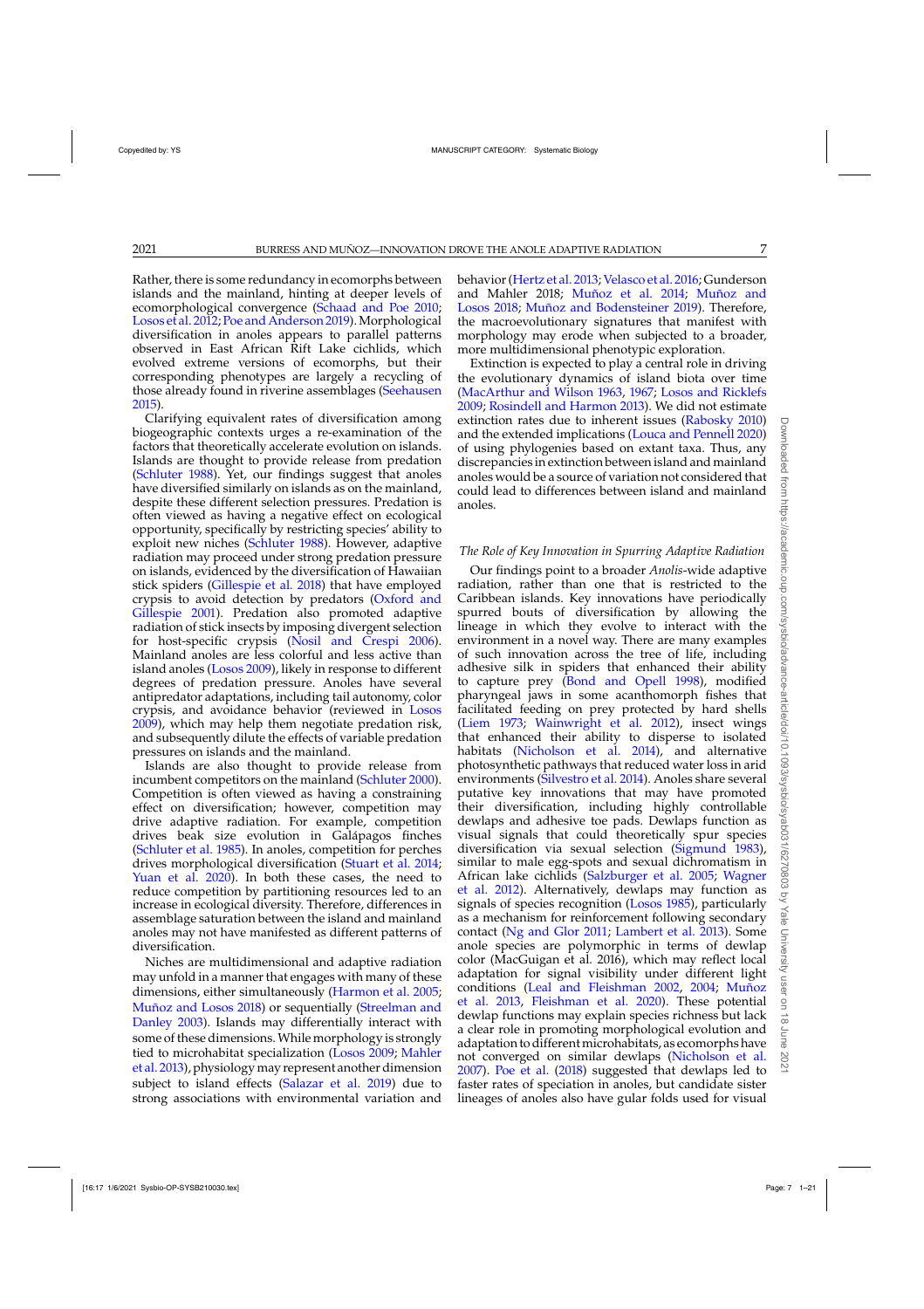Rather, there is some redundancy in ecomorphs between islands and the mainland, hinting at deeper levels of ecomorphological convergence (Schaad and Poe 2010; Losos et al. 2012; Poe and Anderson 2019). Morphological diversification in anoles appears to parallel patterns observed in East African Rift Lake cichlids, which evolved extreme versions of ecomorphs, but their corresponding phenotypes are largely a recycling of those already found in riverine assemblages (Seehausen 2015).

Clarifying equivalent rates of diversification among biogeographic contexts urges a re-examination of the factors that theoretically accelerate evolution on islands. Islands are thought to provide release from predation (Schluter 1988). Yet, our findings suggest that anoles have diversified similarly on islands as on the mainland, despite these different selection pressures. Predation is often viewed as having a negative effect on ecological opportunity, specifically by restricting species' ability to exploit new niches (Schluter 1988). However, adaptive radiation may proceed under strong predation pressure on islands, evidenced by the diversification of Hawaiian stick spiders (Gillespie et al. 2018) that have employed crypsis to avoid detection by predators (Oxford and Gillespie 2001). Predation also promoted adaptive radiation of stick insects by imposing divergent selection for host-specific crypsis (Nosil and Crespi 2006). Mainland anoles are less colorful and less active than island anoles (Losos 2009), likely in response to different degrees of predation pressure. Anoles have several antipredator adaptations, including tail autonomy, color crypsis, and avoidance behavior (reviewed in Losos 2009), which may help them negotiate predation risk, and subsequently dilute the effects of variable predation pressures on islands and the mainland.

Islands are also thought to provide release from incumbent competitors on the mainland (Schluter 2000). Competition is often viewed as having a constraining effect on diversification; however, competition may drive adaptive radiation. For example, competition drives beak size evolution in Galápagos finches (Schluter et al. 1985). In anoles, competition for perches drives morphological diversification (Stuart et al. 2014; Yuan et al. 2020). In both these cases, the need to reduce competition by partitioning resources led to an increase in ecological diversity. Therefore, differences in assemblage saturation between the island and mainland anoles may not have manifested as different patterns of diversification.

Niches are multidimensional and adaptive radiation may unfold in a manner that engages with many of these dimensions, either simultaneously (Harmon et al. 2005; Muñoz and Losos 2018) or sequentially (Streelman and Danley 2003). Islands may differentially interact with some of these dimensions. While morphology is strongly tied to microhabitat specialization (Losos 2009; Mahler et al. 2013), physiology may represent another dimension subject to island effects (Salazar et al. 2019) due to strong associations with environmental variation and behavior (Hertz et al. 2013; Velasco et al. 2016; Gunderson and Mahler 2018; Muñoz et al. 2014; Muñoz and Losos 2018; Muñoz and Bodensteiner 2019). Therefore, the macroevolutionary signatures that manifest with morphology may erode when subjected to a broader, more multidimensional phenotypic exploration.

Extinction is expected to play a central role in driving the evolutionary dynamics of island biota over time (MacArthur and Wilson 1963, 1967; Losos and Ricklefs 2009; Rosindell and Harmon 2013). We did not estimate extinction rates due to inherent issues (Rabosky 2010) and the extended implications (Louca and Pennell 2020) of using phylogenies based on extant taxa. Thus, any discrepancies in extinction between island and mainland anoles would be a source of variation not considered that could lead to differences between island and mainland anoles.

### *The Role of Key Innovation in Spurring Adaptive Radiation*

Our findings point to a broader *Anolis*-wide adaptive radiation, rather than one that is restricted to the Caribbean islands. Key innovations have periodically spurred bouts of diversification by allowing the lineage in which they evolve to interact with the environment in a novel way. There are many examples of such innovation across the tree of life, including adhesive silk in spiders that enhanced their ability to capture prey (Bond and Opell 1998), modified pharyngeal jaws in some acanthomorph fishes that facilitated feeding on prey protected by hard shells (Liem 1973; Wainwright et al. 2012), insect wings that enhanced their ability to disperse to isolated habitats (Nicholson et al. 2014), and alternative photosynthetic pathways that reduced water loss in arid environments (Silvestro et al. 2014). Anoles share several putative key innovations that may have promoted their diversification, including highly controllable dewlaps and adhesive toe pads. Dewlaps function as visual signals that could theoretically spur species diversification via sexual selection (Sigmund 1983), similar to male egg-spots and sexual dichromatism in African lake cichlids (Salzburger et al. 2005; Wagner et al. 2012). Alternatively, dewlaps may function as signals of species recognition (Losos 1985), particularly as a mechanism for reinforcement following secondary contact (Ng and Glor 2011; Lambert et al. 2013). Some anole species are polymorphic in terms of dewlap color (MacGuigan et al. 2016), which may reflect local adaptation for signal visibility under different light conditions (Leal and Fleishman 2002, 2004; Muñoz et al. 2013, Fleishman et al. 2020). These potential dewlap functions may explain species richness but lack a clear role in promoting morphological evolution and adaptation to different microhabitats, as ecomorphs have not converged on similar dewlaps (Nicholson et al. 2007). Poe et al. (2018) suggested that dewlaps led to faster rates of speciation in anoles, but candidate sister lineages of anoles also have gular folds used for visual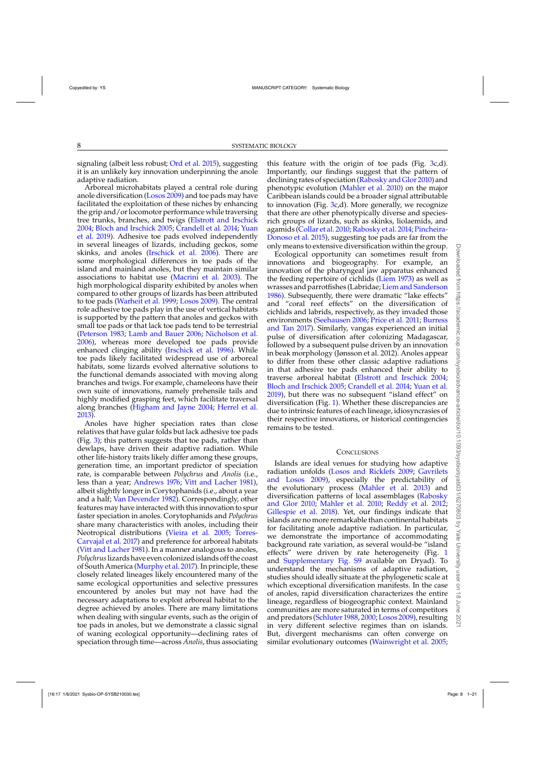signaling (albeit less robust; Ord et al. 2015), suggesting it is an unlikely key innovation underpinning the anole adaptive radiation.

Arboreal microhabitats played a central role during anole diversification (Losos 2009) and toe pads may have facilitated the exploitation of these niches by enhancing the grip and/or locomotor performance while traversing tree trunks, branches, and twigs (Elstrott and Irschick 2004; Bloch and Irschick 2005; Crandell et al. 2014; Yuan et al. 2019). Adhesive toe pads evolved independently in several lineages of lizards, including geckos, some skinks, and anoles (Irschick et al. 2006). There are some morphological differences in toe pads of the island and mainland anoles, but they maintain similar associations to habitat use (Macrini et al. 2003). The high morphological disparity exhibited by anoles when compared to other groups of lizards has been attributed to toe pads (Warheit et al. 1999; Losos 2009). The central role adhesive toe pads play in the use of vertical habitats is supported by the pattern that anoles and geckos with small toe pads or that lack toe pads tend to be terrestrial (Peterson 1983; Lamb and Bauer 2006; Nicholson et al. 2006), whereas more developed toe pads provide enhanced clinging ability (Irschick et al. 1996). While toe pads likely facilitated widespread use of arboreal habitats, some lizards evolved alternative solutions to the functional demands associated with moving along branches and twigs. For example, chameleons have their own suite of innovations, namely prehensile tails and highly modified grasping feet, which facilitate traversal along branches (Higham and Jayne 2004; Herrel et al. 2013).

Anoles have higher speciation rates than close relatives that have gular folds but lack adhesive toe pads (Fig. 3); this pattern suggests that toe pads, rather than dewlaps, have driven their adaptive radiation. While other life-history traits likely differ among these groups, generation time, an important predictor of speciation rate, is comparable between *Polychrus* and *Anolis* (i.e., less than a year; Andrews 1976; Vitt and Lacher 1981), albeit slightly longer in Corytophanids (i.e., about a year and a half; Van Devender 1982). Correspondingly, other features may have interacted with this innovation to spur faster speciation in anoles. Corytophanids and *Polychrus* share many characteristics with anoles, including their Neotropical distributions (Vieira et al. 2005; Torres-Carvajal et al. 2017) and preference for arboreal habitats (Vitt and Lacher 1981). In a manner analogous to anoles, *Polychrus* lizards have even colonized islands off the coast of South America (Murphy et al. 2017). In principle, these closely related lineages likely encountered many of the same ecological opportunities and selective pressures encountered by anoles but may not have had the necessary adaptations to exploit arboreal habitat to the degree achieved by anoles. There are many limitations when dealing with singular events, such as the origin of toe pads in anoles, but we demonstrate a classic signal of waning ecological opportunity—declining rates of speciation through time—across *Anolis*, thus associating this feature with the origin of toe pads (Fig. 3c,d). Importantly, our findings suggest that the pattern of declining rates of speciation (Rabosky and Glor 2010) and phenotypic evolution (Mahler et al. 2010) on the major Caribbean islands could be a broader signal attributable to innovation (Fig. 3c,d). More generally, we recognize that there are other phenotypically diverse and species-rich groups of lizards, such as skinks, liolaemids, and agamids (Collar et al. 2010; Rabosky et al. 2014; Pincheira-Donoso et al. 2015), suggesting toe pads are far from the only means to extensive diversification within the group.

Ecological opportunity can sometimes result from innovations and biogeography. For example, an innovation of the pharyngeal jaw apparatus enhanced the feeding repertoire of cichlids (Liem 1973) as well as wrasses and parrotfishes (Labridae; Liem and Sanderson 1986). Subsequently, there were dramatic "lake effects" and "coral reef effects" on the diversification of cichlids and labrids, respectively, as they invaded those environments (Seehausen 2006; Price et al. 2011; Burress and Tan 2017). Similarly, vangas experienced an initial pulse of diversification after colonizing Madagascar, followed by a subsequent pulse driven by an innovation in beak morphology (Jønsson et al. 2012). Anoles appear to differ from these other classic adaptive radiations in that adhesive toe pads enhanced their ability to traverse arboreal habitat (Elstrott and Irschick 2004; Bloch and Irschick 2005; Crandell et al. 2014; Yuan et al. 2019), but there was no subsequent "island effect" on diversification (Fig. 1). Whether these discrepancies are due to intrinsic features of each lineage, idiosyncrasies of their respective innovations, or historical contingencies remains to be tested.

## Conclusions

Islands are ideal venues for studying how adaptive radiation unfolds (Losos and Ricklefs 2009; Gavrilets and Losos 2009), especially the predictability of the evolutionary process (Mahler et al. 2013) and diversification patterns of local assemblages (Rabosky and Glor 2010; Mahler et al. 2010; Reddy et al. 2012; Gillespie et al. 2018). Yet, our findings indicate that islands are no more remarkable than continental habitats for facilitating anole adaptive radiation. In particular, we demonstrate the importance of accommodating background rate variation, as several would-be "island effects" were driven by rate heterogeneity (Fig. 1 and Supplementary Fig. S9 available on Dryad). To understand the mechanisms of adaptive radiation, studies should ideally situate at the phylogenetic scale at which exceptional diversification manifests. In the case of anoles, rapid diversification characterizes the entire lineage, regardless of biogeographic context. Mainland communities are more saturated in terms of competitors and predators (Schluter 1988, 2000; Losos 2009), resulting in very different selective regimes than on islands. But, divergent mechanisms can often converge on similar evolutionary outcomes (Wainwright et al. 2005;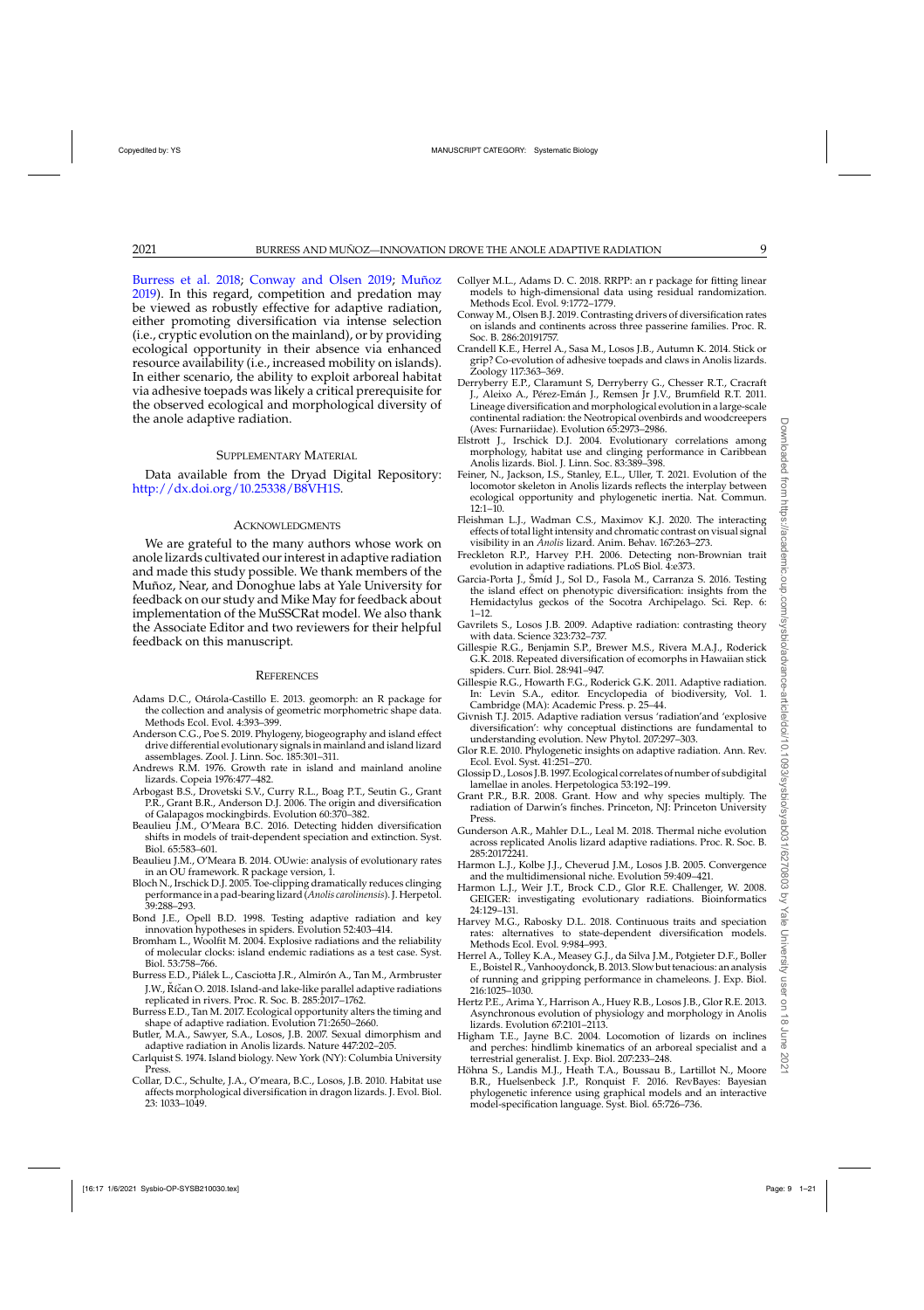Burress et al. 2018; Conway and Olsen 2019; Muñoz 2019). In this regard, competition and predation may be viewed as robustly effective for adaptive radiation, either promoting diversification via intense selection (i.e., cryptic evolution on the mainland), or by providing ecological opportunity in their absence via enhanced resource availability (i.e., increased mobility on islands). In either scenario, the ability to exploit arboreal habitat via adhesive toepads was likely a critical prerequisite for the observed ecological and morphological diversity of the anole adaptive radiation.

## Supplementary Material

Data available from the Dryad Digital Repository: http://dx.doi.org/10.25338/B8VH1S.

## Acknowledgments

We are grateful to the many authors whose work on anole lizards cultivated our interest in adaptive radiation and made this study possible. We thank members of the Muñoz, Near, and Donoghue labs at Yale University for feedback on our study and Mike May for feedback about implementation of the MuSSCRat model. We also thank the Associate Editor and two reviewers for their helpful feedback on this manuscript.

## References

Adams D.C., Otárola-Castillo E. 2013. geomorph: an R package for the collection and analysis of geometric morphometric shape data. Methods Ecol. Evol. 4:393–399.

Anderson C.G., Poe S. 2019. Phylogeny, biogeography and island effect drive differential evolutionary signals in mainland and island lizard assemblages. Zool. J. Linn. Soc. 185:301–311.

Andrews R.M. 1976. Growth rate in island and mainland anoline lizards. Copeia 1976:477–482.

Arbogast B.S., Drovetski S.V., Curry R.L., Boag P.T., Seutin G., Grant P.R., Grant B.R., Anderson D.J. 2006. The origin and diversification of Galapagos mockingbirds. Evolution 60:370–382.

Beaulieu J.M., O'Meara B.C. 2016. Detecting hidden diversification shifts in models of trait-dependent speciation and extinction. Syst. Biol. 65:583–601.

Beaulieu J.M., O'Meara B. 2014. OUwie: analysis of evolutionary rates in an OU framework. R package version, 1.

Bloch N., Irschick D.J. 2005. Toe-clipping dramatically reduces clinging performance in a pad-bearing lizard (*Anolis carolinensis*). J. Herpetol. 39:288–293.

Bond J.E., Opell B.D. 1998. Testing adaptive radiation and key innovation hypotheses in spiders. Evolution 52:403–414.

Bromham L., Woolfit M. 2004. Explosive radiations and the reliability of molecular clocks: island endemic radiations as a test case. Syst. Biol. 53:758–766.

Burress E.D., Piálek L., Casciotta J.R., Almirón A., Tan M., Armbruster J.W., Říčan O. 2018. Island-and lake-like parallel adaptive radiations replicated in rivers. Proc. R. Soc. B. 285:2017–1762.

Burress E.D., Tan M. 2017. Ecological opportunity alters the timing and shape of adaptive radiation. Evolution 71:2650–2660.

Butler, M.A., Sawyer, S.A., Losos, J.B. 2007. Sexual dimorphism and adaptive radiation in Anolis lizards. Nature 447:202–205.

Carlquist S. 1974. Island biology. New York (NY): Columbia University Press.

Collar, D.C., Schulte, J.A., O'meara, B.C., Losos, J.B. 2010. Habitat use affects morphological diversification in dragon lizards. J. Evol. Biol. 23: 1033–1049.

Collyer M.L., Adams D. C. 2018. RRPP: an r package for fitting linear models to high-dimensional data using residual randomization. Methods Ecol. Evol. 9:1772–1779.

Conway M., Olsen B.J. 2019. Contrasting drivers of diversification rates on islands and continents across three passerine families. Proc. R. Soc. B. 286:20191757.

Crandell K.E., Herrel A., Sasa M., Losos J.B., Autumn K. 2014. Stick or grip? Co-evolution of adhesive toepads and claws in Anolis lizards. Zoology 117:363–369.

Derryberry E.P., Claramunt S, Derryberry G., Chesser R.T., Cracraft J., Aleixo A., Pérez-Emán J., Remsen Jr J.V., Brumfield R.T. 2011. Lineage diversification and morphological evolution in a large-scale continental radiation: the Neotropical ovenbirds and woodcreepers (Aves: Furnariidae). Evolution 65:2973–2986.

Elstrott J., Irschick D.J. 2004. Evolutionary correlations among morphology, habitat use and clinging performance in Caribbean Anolis lizards. Biol. J. Linn. Soc. 83:389–398.

Feiner, N., Jackson, I.S., Stanley, E.L., Uller, T. 2021. Evolution of the locomotor skeleton in Anolis lizards reflects the interplay between ecological opportunity and phylogenetic inertia. Nat. Commun. 12:1–10.

Fleishman L.J., Wadman C.S., Maximov K.J. 2020. The interacting effects of total light intensity and chromatic contrast on visual signal visibility in an *Anolis* lizard. Anim. Behav. 167:263–273.

Freckleton R.P., Harvey P.H. 2006. Detecting non-Brownian trait evolution in adaptive radiations. PLoS Biol. 4:e373.

Garcia-Porta J., Šmíd J., Sol D., Fasola M., Carranza S. 2016. Testing the island effect on phenotypic diversification: insights from the Hemidactylus geckos of the Socotra Archipelago. Sci. Rep. 6: 1–12.

Gavrilets S., Losos J.B. 2009. Adaptive radiation: contrasting theory with data. Science 323:732–737.

Gillespie R.G., Benjamin S.P., Brewer M.S., Rivera M.A.J., Roderick G.K. 2018. Repeated diversification of ecomorphs in Hawaiian stick spiders. Curr. Biol. 28:941–947.

Gillespie R.G., Howarth F.G., Roderick G.K. 2011. Adaptive radiation. In: Levin S.A., editor. Encyclopedia of biodiversity, Vol. 1. Cambridge (MA): Academic Press. p. 25–44.

Givnish T.J. 2015. Adaptive radiation versus 'radiation'and 'explosive diversification': why conceptual distinctions are fundamental to understanding evolution. New Phytol. 207:297–303.

Glor R.E. 2010. Phylogenetic insights on adaptive radiation. Ann. Rev. Ecol. Evol. Syst. 41:251–270.

Glossip D., Losos J.B. 1997. Ecological correlates of number of subdigital lamellae in anoles. Herpetologica 53:192–199.

Grant P.R., B.R. 2008. Grant. How and why species multiply. The radiation of Darwin's finches. Princeton, NJ: Princeton University Press.

Gunderson A.R., Mahler D.L., Leal M. 2018. Thermal niche evolution across replicated Anolis lizard adaptive radiations. Proc. R. Soc. B. 285:20172241.

Harmon L.J., Kolbe J.J., Cheverud J.M., Losos J.B. 2005. Convergence and the multidimensional niche. Evolution 59:409–421.

Harmon L.J., Weir J.T., Brock C.D., Glor R.E. Challenger, W. 2008. GEIGER: investigating evolutionary radiations. Bioinformatics 24:129–131.

Harvey M.G., Rabosky D.L. 2018. Continuous traits and speciation rates: alternatives to state-dependent diversification models. Methods Ecol. Evol. 9:984–993.

Herrel A., Tolley K.A., Measey G.J., da Silva J.M., Potgieter D.F., Boller E., Boistel R., Vanhooydonck, B. 2013. Slow but tenacious: an analysis of running and gripping performance in chameleons. J. Exp. Biol. 216:1025–1030.

Hertz P.E., Arima Y., Harrison A., Huey R.B., Losos J.B., Glor R.E. 2013. Asynchronous evolution of physiology and morphology in Anolis lizards. Evolution 67:2101–2113.

Higham T.E., Jayne B.C. 2004. Locomotion of lizards on inclines and perches: hindlimb kinematics of an arboreal specialist and a terrestrial generalist. J. Exp. Biol. 207:233–248.

Höhna S., Landis M.J., Heath T.A., Boussau B., Lartillot N., Moore B.R., Huelsenbeck J.P., Ronquist F. 2016. RevBayes: Bayesian phylogenetic inference using graphical models and an interactive model-specification language. Syst. Biol. 65:726–736.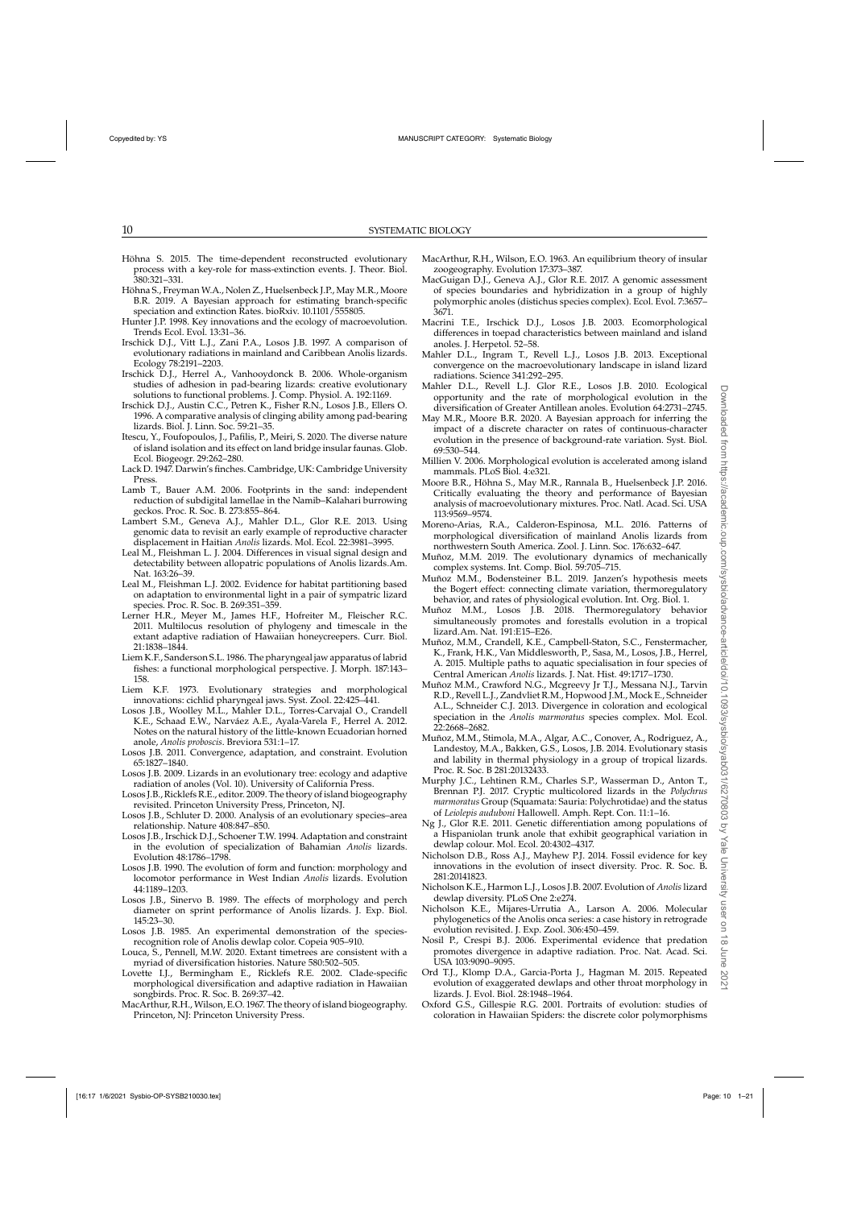Höhna S. 2015. The time-dependent reconstructed evolutionary process with a key-role for mass-extinction events. J. Theor. Biol. 380:321–331.

Höhna S., Freyman W.A., Nolen Z., Huelsenbeck J.P., May M.R., Moore B.R. 2019. A Bayesian approach for estimating branch-specific speciation and extinction Rates. bioRxiv. 10.1101/555805.

Hunter J.P. 1998. Key innovations and the ecology of macroevolution. Trends Ecol. Evol. 13:31–36.

Irschick D.J., Vitt L.J., Zani P.A., Losos J.B. 1997. A comparison of evolutionary radiations in mainland and Caribbean Anolis lizards. Ecology 78:2191–2203.

Irschick D.J., Herrel A., Vanhooydonck B. 2006. Whole-organism studies of adhesion in pad-bearing lizards: creative evolutionary solutions to functional problems. J. Comp. Physiol. A. 192:1169.

Irschick D.J., Austin C.C., Petren K., Fisher R.N., Losos J.B., Ellers O. 1996. A comparative analysis of clinging ability among pad-bearing lizards. Biol. J. Linn. Soc. 59:21–35.

Itescu, Y., Foufopoulos, J., Pafilis, P., Meiri, S. 2020. The diverse nature of island isolation and its effect on land bridge insular faunas. Glob. Ecol. Biogeogr. 29:262–280.

Lack D. 1947. Darwin's finches. Cambridge, UK: Cambridge University Press.

Lamb T., Bauer A.M. 2006. Footprints in the sand: independent reduction of subdigital lamellae in the Namib–Kalahari burrowing geckos. Proc. R. Soc. B. 273:855–864.

Lambert S.M., Geneva A.J., Mahler D.L., Glor R.E. 2013. Using genomic data to revisit an early example of reproductive character displacement in Haitian *Anolis* lizards. Mol. Ecol. 22:3981–3995.

Leal M., Fleishman L. J. 2004. Differences in visual signal design and detectability between allopatric populations of Anolis lizards.Am. Nat. 163:26–39.

Leal M., Fleishman L.J. 2002. Evidence for habitat partitioning based on adaptation to environmental light in a pair of sympatric lizard species. Proc. R. Soc. B. 269:351–359.

Lerner H.R., Meyer M., James H.F., Hofreiter M., Fleischer R.C. 2011. Multilocus resolution of phylogeny and timescale in the extant adaptive radiation of Hawaiian honeycreepers. Curr. Biol. 21:1838–1844.

Liem K.F., Sanderson S.L. 1986. The pharyngeal jaw apparatus of labrid fishes: a functional morphological perspective. J. Morph. 187:143–158.

Liem K.F. 1973. Evolutionary strategies and morphological innovations: cichlid pharyngeal jaws. Syst. Zool. 22:425–441.

Losos J.B., Woolley M.L., Mahler D.L., Torres-Carvajal O., Crandell K.E., Schaad E.W., Narváez A.E., Ayala-Varela F., Herrel A. 2012. Notes on the natural history of the little-known Ecuadorian horned anole, *Anolis proboscis*. Breviora 531:1–17.

Losos J.B. 2011. Convergence, adaptation, and constraint. Evolution 65:1827–1840.

Losos J.B. 2009. Lizards in an evolutionary tree: ecology and adaptive radiation of anoles (Vol. 10). University of California Press.

Losos J.B., Ricklefs R.E., editor. 2009. The theory of island biogeography revisited. Princeton University Press, Princeton, NJ.

Losos J.B., Schluter D. 2000. Analysis of an evolutionary species–area relationship. Nature 408:847–850.

Losos J.B., Irschick D.J., Schoener T.W. 1994. Adaptation and constraint in the evolution of specialization of Bahamian *Anolis* lizards. Evolution 48:1786–1798.

Losos J.B. 1990. The evolution of form and function: morphology and locomotor performance in West Indian *Anolis* lizards. Evolution 44:1189–1203.

Losos J.B., Sinervo B. 1989. The effects of morphology and perch diameter on sprint performance of Anolis lizards. J. Exp. Biol. 145:23–30.

Losos J.B. 1985. An experimental demonstration of the species-recognition role of Anolis dewlap color. Copeia 905–910.

Louca, S., Pennell, M.W. 2020. Extant timetrees are consistent with a myriad of diversification histories. Nature 580:502–505.

Lovette I.J., Bermingham E., Ricklefs R.E. 2002. Clade-specific morphological diversification and adaptive radiation in Hawaiian songbirds. Proc. R. Soc. B. 269:37–42.

MacArthur, R.H., Wilson, E.O. 1967. The theory of island biogeography. Princeton, NJ: Princeton University Press.

MacArthur, R.H., Wilson, E.O. 1963. An equilibrium theory of insular zoogeography. Evolution 17:373–387.

MacGuigan D.J., Geneva A.J., Glor R.E. 2017. A genomic assessment of species boundaries and hybridization in a group of highly polymorphic anoles (distichus species complex). Ecol. Evol. 7:3657–3671.

Macrini T.E., Irschick D.J., Losos J.B. 2003. Ecomorphological differences in toepad characteristics between mainland and island anoles. J. Herpetol. 52–58.

Mahler D.L., Ingram T., Revell L.J., Losos J.B. 2013. Exceptional convergence on the macroevolutionary landscape in island lizard radiations. Science 341:292–295.

Mahler D.L., Revell L.J. Glor R.E., Losos J.B. 2010. Ecological opportunity and the rate of morphological evolution in the diversification of Greater Antillean anoles. Evolution 64:2731–2745.

May M.R., Moore B.R. 2020. A Bayesian approach for inferring the impact of a discrete character on rates of continuous-character evolution in the presence of background-rate variation. Syst. Biol. 69:530–544.

Millien V. 2006. Morphological evolution is accelerated among island mammals. PLoS Biol. 4:e321.

Moore B.R., Höhna S., May M.R., Rannala B., Huelsenbeck J.P. 2016. Critically evaluating the theory and performance of Bayesian analysis of macroevolutionary mixtures. Proc. Natl. Acad. Sci. USA 113:9569–9574.

Moreno-Arias, R.A., Calderon-Espinosa, M.L. 2016. Patterns of morphological diversification of mainland Anolis lizards from northwestern South America. Zool. J. Linn. Soc. 176:632–647.

Muñoz, M.M. 2019. The evolutionary dynamics of mechanically complex systems. Int. Comp. Biol. 59:705–715.

Muñoz M.M., Bodensteiner B.L. 2019. Janzen's hypothesis meets the Bogert effect: connecting climate variation, thermoregulatory behavior, and rates of physiological evolution. Int. Org. Biol. 1.

Muñoz M.M., Losos J.B. 2018. Thermoregulatory behavior simultaneously promotes and forestalls evolution in a tropical lizard.Am. Nat. 191:E15–E26.

Muñoz, M.M., Crandell, K.E., Campbell-Staton, S.C., Fenstermacher, K., Frank, H.K., Van Middlesworth, P., Sasa, M., Losos, J.B., Herrel, A. 2015. Multiple paths to aquatic specialisation in four species of Central American *Anolis* lizards. J. Nat. Hist. 49:1717–1730.

Muñoz M.M., Crawford N.G., Mcgreevy Jr T.J., Messana N.J., Tarvin R.D., Revell L.J., Zandvliet R.M., Hopwood J.M., Mock E., Schneider A.L., Schneider C.J. 2013. Divergence in coloration and ecological speciation in the *Anolis marmoratus* species complex. Mol. Ecol. 22:2668–2682.

Muñoz, M.M., Stimola, M.A., Algar, A.C., Conover, A., Rodriguez, A., Landestoy, M.A., Bakken, G.S., Losos, J.B. 2014. Evolutionary stasis and lability in thermal physiology in a group of tropical lizards. Proc. R. Soc. B 281:20132433.

Murphy J.C., Lehtinen R.M., Charles S.P., Wasserman D., Anton T., Brennan P.J. 2017. Cryptic multicolored lizards in the *Polychrus marmoratus* Group (Squamata: Sauria: Polychrotidae) and the status of *Leiolepis auduboni* Hallowell. Amph. Rept. Con. 11:1–16.

Ng J., Glor R.E. 2011. Genetic differentiation among populations of a Hispaniolan trunk anole that exhibit geographical variation in dewlap colour. Mol. Ecol. 20:4302–4317.

Nicholson D.B., Ross A.J., Mayhew P.J. 2014. Fossil evidence for key innovations in the evolution of insect diversity. Proc. R. Soc. B. 281:20141823.

Nicholson K.E., Harmon L.J., Losos J.B. 2007. Evolution of *Anolis* lizard dewlap diversity. PLoS One 2:e274.

Nicholson K.E., Mijares-Urrutia A., Larson A. 2006. Molecular phylogenetics of the Anolis onca series: a case history in retrograde evolution revisited. J. Exp. Zool. 306:450–459.

Nosil P., Crespi B.J. 2006. Experimental evidence that predation promotes divergence in adaptive radiation. Proc. Nat. Acad. Sci. USA 103:9090–9095.

Ord T.J., Klomp D.A., Garcia-Porta J., Hagman M. 2015. Repeated evolution of exaggerated dewlaps and other throat morphology in lizards. J. Evol. Biol. 28:1948–1964.

Oxford G.S., Gillespie R.G. 2001. Portraits of evolution: studies of coloration in Hawaiian Spiders: the discrete color polymorphisms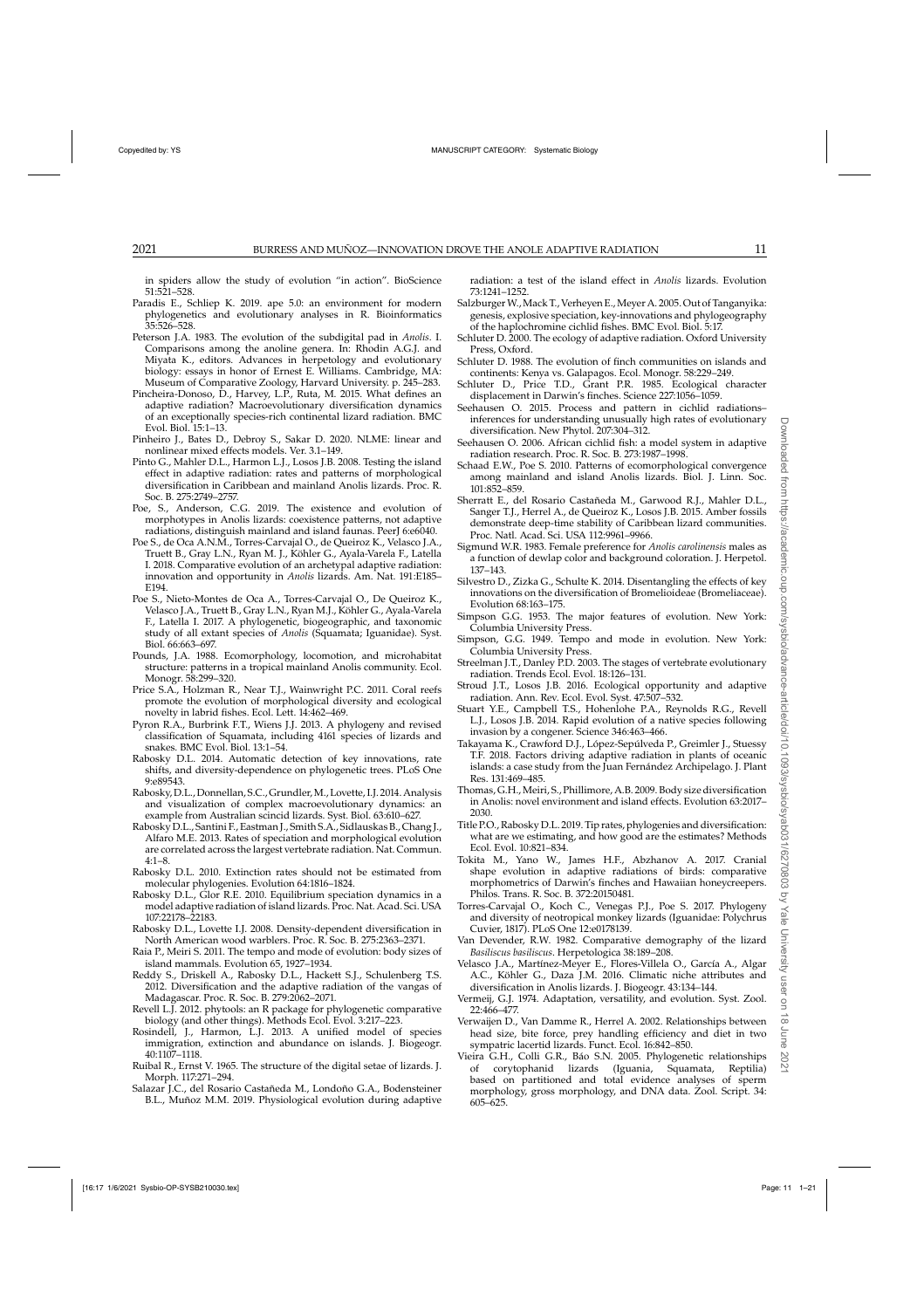in spiders allow the study of evolution "in action". BioScience 51:521–528.

Paradis E., Schliep K. 2019. ape 5.0: an environment for modern phylogenetics and evolutionary analyses in R. Bioinformatics 35:526–528.

Peterson J.A. 1983. The evolution of the subdigital pad in *Anolis*. I. Comparisons among the anoline genera. In: Rhodin A.G.J. and Miyata K., editors. Advances in herpetology and evolutionary biology: essays in honor of Ernest E. Williams. Cambridge, MA: Museum of Comparative Zoology, Harvard University. p. 245–283.

Pincheira-Donoso, D., Harvey, L.P., Ruta, M. 2015. What defines an adaptive radiation? Macroevolutionary diversification dynamics of an exceptionally species-rich continental lizard radiation. BMC Evol. Biol. 15:1–13.

Pinheiro J., Bates D., Debroy S., Sakar D. 2020. NLME: linear and nonlinear mixed effects models. Ver. 3.1–149.

Pinto G., Mahler D.L., Harmon L.J., Losos J.B. 2008. Testing the island effect in adaptive radiation: rates and patterns of morphological diversification in Caribbean and mainland Anolis lizards. Proc. R. Soc. B. 275:2749–2757.

Poe, S., Anderson, C.G. 2019. The existence and evolution of morphotypes in Anolis lizards: coexistence patterns, not adaptive radiations, distinguish mainland and island faunas. PeerJ 6:e6040.

Poe S., de Oca A.N.M., Torres-Carvajal O., de Queiroz K., Velasco J.A., Truett B., Gray L.N., Ryan M. J., Köhler G., Ayala-Varela F., Latella I. 2018. Comparative evolution of an archetypal adaptive radiation: innovation and opportunity in *Anolis* lizards. Am. Nat. 191:E185–E194.

Poe S., Nieto-Montes de Oca A., Torres-Carvajal O., De Queiroz K., Velasco J.A., Truett B., Gray L.N., Ryan M.J., Köhler G., Ayala-Varela F., Latella I. 2017. A phylogenetic, biogeographic, and taxonomic study of all extant species of *Anolis* (Squamata; Iguanidae). Syst. Biol. 66:663–697.

Pounds, J.A. 1988. Ecomorphology, locomotion, and microhabitat structure: patterns in a tropical mainland Anolis community. Ecol. Monogr. 58:299–320.

Price S.A., Holzman R., Near T.J., Wainwright P.C. 2011. Coral reefs promote the evolution of morphological diversity and ecological novelty in labrid fishes. Ecol. Lett. 14:462–469.

Pyron R.A., Burbrink F.T., Wiens J.J. 2013. A phylogeny and revised classification of Squamata, including 4161 species of lizards and snakes. BMC Evol. Biol. 13:1–54.

Rabosky D.L. 2014. Automatic detection of key innovations, rate shifts, and diversity-dependence on phylogenetic trees. PLoS One 9:e89543.

Rabosky, D.L., Donnellan, S.C., Grundler, M., Lovette, I.J. 2014. Analysis and visualization of complex macroevolutionary dynamics: an example from Australian scincid lizards. Syst. Biol. 63:610–627.

Rabosky D.L., Santini F., Eastman J., Smith S.A., Sidlauskas B., Chang J., Alfaro M.E. 2013. Rates of speciation and morphological evolution are correlated across the largest vertebrate radiation. Nat. Commun. 4:1–8.

Rabosky D.L. 2010. Extinction rates should not be estimated from molecular phylogenies. Evolution 64:1816–1824.

Rabosky D.L., Glor R.E. 2010. Equilibrium speciation dynamics in a model adaptive radiation of island lizards. Proc. Nat. Acad. Sci. USA 107:22178–22183.

Rabosky D.L., Lovette I.J. 2008. Density-dependent diversification in North American wood warblers. Proc. R. Soc. B. 275:2363–2371.

Raia P., Meiri S. 2011. The tempo and mode of evolution: body sizes of island mammals. Evolution 65, 1927–1934.

Reddy S., Driskell A., Rabosky D.L., Hackett S.J., Schulenberg T.S. 2012. Diversification and the adaptive radiation of the vangas of Madagascar. Proc. R. Soc. B. 279:2062–2071.

Revell L.J. 2012. phytools: an R package for phylogenetic comparative biology (and other things). Methods Ecol. Evol. 3:217–223.

Rosindell, J., Harmon, L.J. 2013. A unified model of species immigration, extinction and abundance on islands. J. Biogeogr. 40:1107–1118.

Ruibal R., Ernst V. 1965. The structure of the digital setae of lizards. J. Morph. 117:271–294.

Salazar J.C., del Rosario Castañeda M., Londoño G.A., Bodensteiner B.L., Muñoz M.M. 2019. Physiological evolution during adaptive radiation: a test of the island effect in *Anolis* lizards. Evolution 73:1241–1252.

Salzburger W., Mack T., Verheyen E., Meyer A. 2005. Out of Tanganyika: genesis, explosive speciation, key-innovations and phylogeography of the haplochromine cichlid fishes. BMC Evol. Biol. 5:17.

Schluter D. 2000. The ecology of adaptive radiation. Oxford University Press, Oxford.

Schluter D. 1988. The evolution of finch communities on islands and continents: Kenya vs. Galapagos. Ecol. Monogr. 58:229–249.

Schluter D., Price T.D., Grant P.R. 1985. Ecological character displacement in Darwin's finches. Science 227:1056–1059.

Seehausen O. 2015. Process and pattern in cichlid radiations–inferences for understanding unusually high rates of evolutionary diversification. New Phytol. 207:304–312.

Seehausen O. 2006. African cichlid fish: a model system in adaptive radiation research. Proc. R. Soc. B. 273:1987–1998.

Schaad E.W., Poe S. 2010. Patterns of ecomorphological convergence among mainland and island Anolis lizards. Biol. J. Linn. Soc. 101:852–859.

Sherratt E., del Rosario Castañeda M., Garwood R.J., Mahler D.L., Sanger T.J., Herrel A., de Queiroz K., Losos J.B. 2015. Amber fossils demonstrate deep-time stability of Caribbean lizard communities. Proc. Natl. Acad. Sci. USA 112:9961–9966.

Sigmund W.R. 1983. Female preference for *Anolis carolinensis* males as a function of dewlap color and background coloration. J. Herpetol. 137–143.

Silvestro D., Zizka G., Schulte K. 2014. Disentangling the effects of key innovations on the diversification of Bromelioideae (Bromeliaceae). Evolution 68:163–175.

Simpson G.G. 1953. The major features of evolution. New York: Columbia University Press.

Simpson, G.G. 1949. Tempo and mode in evolution. New York: Columbia University Press.

Streelman J.T., Danley P.D. 2003. The stages of vertebrate evolutionary radiation. Trends Ecol. Evol. 18:126–131.

Stroud J.T., Losos J.B. 2016. Ecological opportunity and adaptive radiation. Ann. Rev. Ecol. Evol. Syst. 47:507–532.

Stuart Y.E., Campbell T.S., Hohenlohe P.A., Reynolds R.G., Revell L.J., Losos J.B. 2014. Rapid evolution of a native species following invasion by a congener. Science 346:463–466.

Takayama K., Crawford D.J., López-Sepúlveda P., Greimler J., Stuessy T.F. 2018. Factors driving adaptive radiation in plants of oceanic islands: a case study from the Juan Fernández Archipelago. J. Plant Res. 131:469–485.

Thomas, G.H., Meiri, S., Phillimore, A.B. 2009. Body size diversification in Anolis: novel environment and island effects. Evolution 63:2017–2030.

Title P.O., Rabosky D.L. 2019. Tip rates, phylogenies and diversification: what are we estimating, and how good are the estimates? Methods Ecol. Evol. 10:821–834.

Tokita M., Yano W., James H.F., Abzhanov A. 2017. Cranial shape evolution in adaptive radiations of birds: comparative morphometrics of Darwin's finches and Hawaiian honeycreepers. Philos. Trans. R. Soc. B. 372:20150481.

Torres-Carvajal O., Koch C., Venegas P.J., Poe S. 2017. Phylogeny and diversity of neotropical monkey lizards (Iguanidae: Polychrus Cuvier, 1817). PLoS One 12:e0178139.

Van Devender, R.W. 1982. Comparative demography of the lizard *Basiliscus basiliscus*. Herpetologica 38:189–208.

Velasco J.A., Martínez-Meyer E., Flores-Villela O., García A., Algar A.C., Köhler G., Daza J.M. 2016. Climatic niche attributes and diversification in Anolis lizards. J. Biogeogr. 43:134–144.

Vermeij, G.J. 1974. Adaptation, versatility, and evolution. Syst. Zool. 22:466–477.

Verwaijen D., Van Damme R., Herrel A. 2002. Relationships between head size, bite force, prey handling efficiency and diet in two sympatric lacertid lizards. Funct. Ecol. 16:842–850.

Vieira G.H., Colli G.R., Báo S.N. 2005. Phylogenetic relationships of corytophanid lizards (Iguania, Squamata, Reptilia) based on partitioned and total evidence analyses of sperm morphology, gross morphology, and DNA data. Zool. Script. 34: 605–625.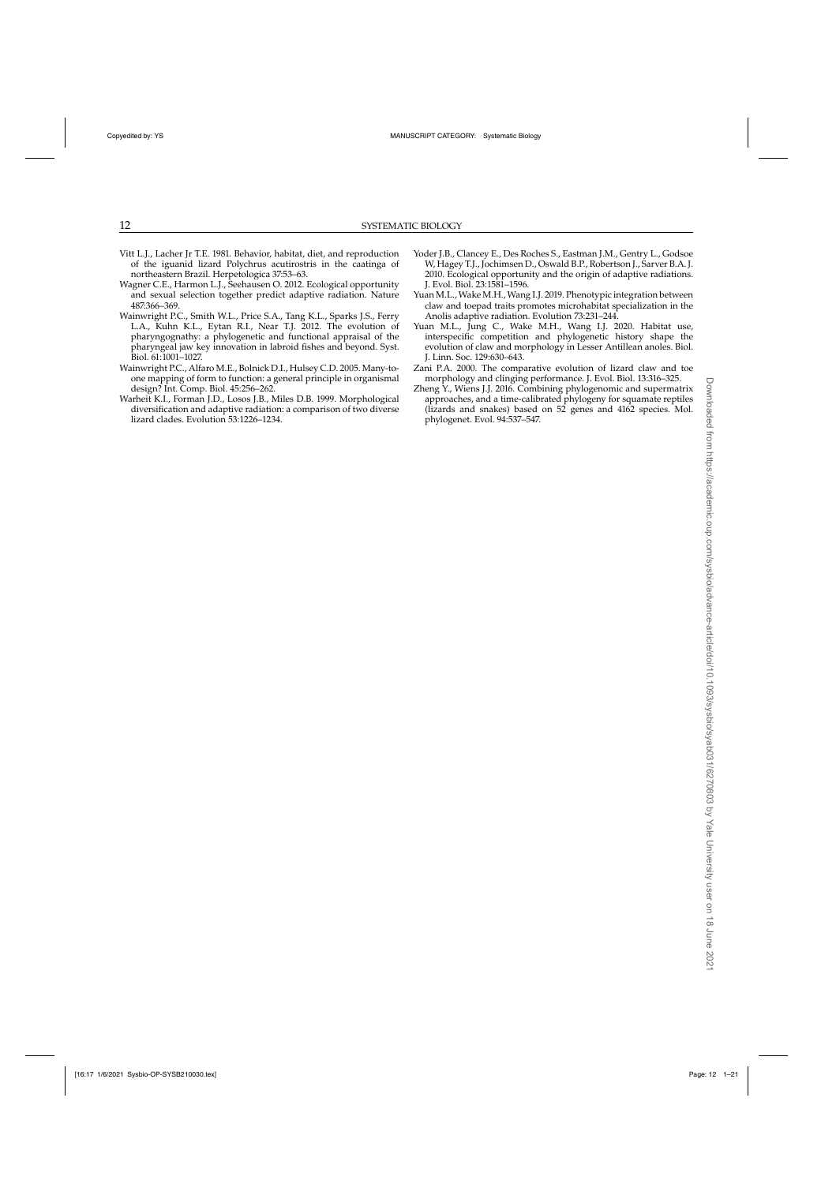Vitt L.J., Lacher Jr T.E. 1981. Behavior, habitat, diet, and reproduction of the iguanid lizard Polychrus acutirostris in the caatinga of northeastern Brazil. Herpetologica 37:53–63.

Wagner C.E., Harmon L.J., Seehausen O. 2012. Ecological opportunity and sexual selection together predict adaptive radiation. Nature 487:366–369.

Wainwright P.C., Smith W.L., Price S.A., Tang K.L., Sparks J.S., Ferry L.A., Kuhn K.L., Eytan R.I., Near T.J. 2012. The evolution of pharyngognathy: a phylogenetic and functional appraisal of the pharyngeal jaw key innovation in labroid fishes and beyond. Syst. Biol. 61:1001–1027.

Wainwright P.C., Alfaro M.E., Bolnick D.I., Hulsey C.D. 2005. Many-to-one mapping of form to function: a general principle in organismal design? Int. Comp. Biol. 45:256–262.

Warheit K.I., Forman J.D., Losos J.B., Miles D.B. 1999. Morphological diversification and adaptive radiation: a comparison of two diverse lizard clades. Evolution 53:1226–1234.

Yoder J.B., Clancey E., Des Roches S., Eastman J.M., Gentry L., Godsoe W., Hagey T.J., Jochimsen D., Oswald B.P., Robertson J., Sarver B.A. J. 2010. Ecological opportunity and the origin of adaptive radiations. J. Evol. Biol. 23:1581–1596.

Yuan M.L., Wake M.H., Wang I.J. 2019. Phenotypic integration between claw and toepad traits promotes microhabitat specialization in the Anolis adaptive radiation. Evolution 73:231–244.

Yuan M.L., Jung C., Wake M.H., Wang I.J. 2020. Habitat use, interspecific competition and phylogenetic history shape the evolution of claw and morphology in Lesser Antillean anoles. Biol. J. Linn. Soc. 129:630–643.

Zani P.A. 2000. The comparative evolution of lizard claw and toe morphology and clinging performance. J. Evol. Biol. 13:316–325.

Zheng Y., Wiens J.J. 2016. Combining phylogenomic and supermatrix approaches, and a time-calibrated phylogeny for squamate reptiles (lizards and snakes) based on 52 genes and 4162 species. Mol. phylogenet. Evol. 94:537–547.